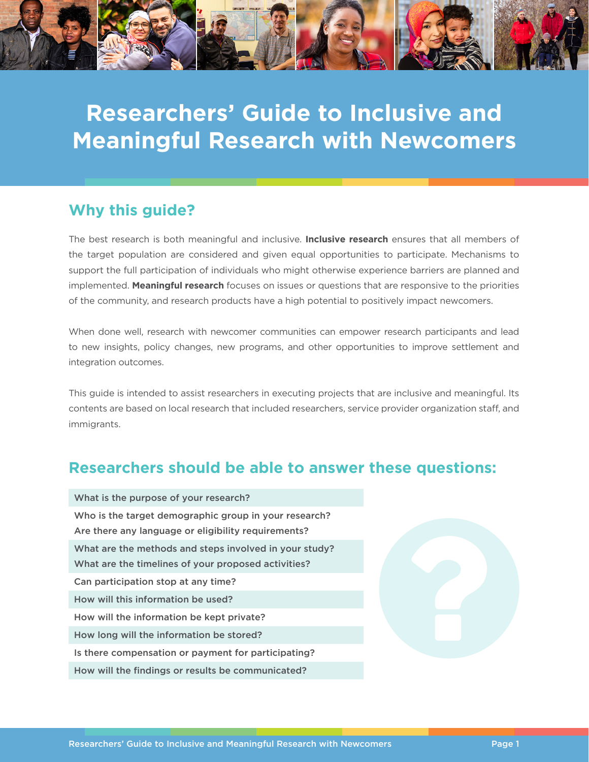# Researchers' Guide to Inclusive and Meaningful Research with Newcomers

## Why this guide?

The best research is both meaningful and inclusive. **Inclusive research** ensures that all members of the target population are considered and given equal opportunities to participate. Mechanisms to support the full participation of individuals who might otherwise experience barriers are planned and implemented. **Meaningful research** focuses on issues or questions that are responsive to the priorities of the community, and research products have a high potential to positively impact newcomers.

When done well, research with newcomer communities can empower research participants and lead to new insights, policy changes, new programs, and other opportunities to improve settlement and integration outcomes.

This guide is intended to assist researchers in executing projects that are inclusive and meaningful. Its contents are based on local research that included researchers, service provider organization staff, and immigrants.

## Researchers should be able to answer these questions:

- What is the purpose of your research?
- Who is the target demographic group in your research? Are there any language or eligibility requirements?
- What are the methods and steps involved in your study? What are the timelines of your proposed activities?
- Can participation stop at any time?
- How will this information be used?
- How will the information be kept private?
- How long will the information be stored?
- Is there compensation or payment for participating?
- How will the findings or results be communicated?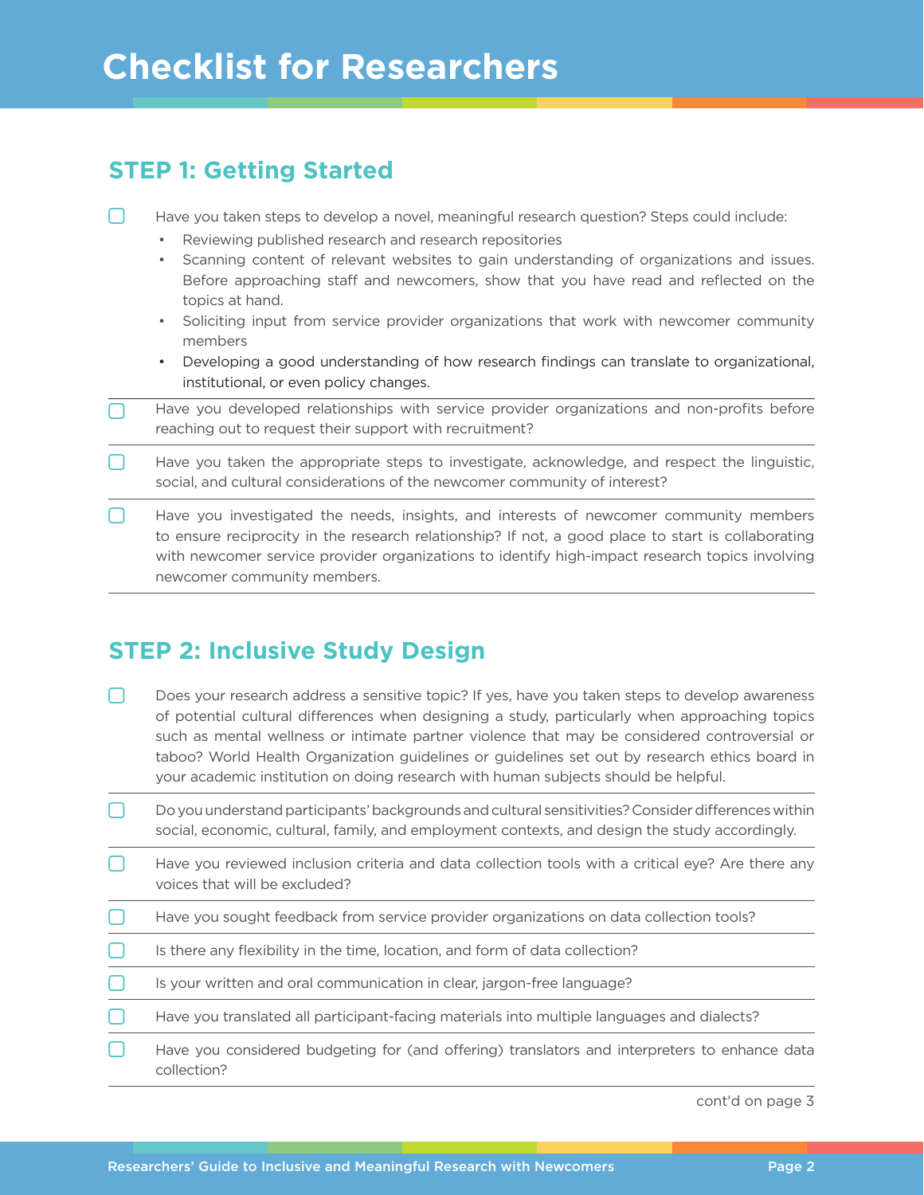# Checklist for Researchers

## STEP 1: Getting Started

- [ ] Have you taken steps to develop a novel, meaningful research question? Steps could include:
  - Reviewing published research and research repositories
  - Scanning content of relevant websites to gain understanding of organizations and issues. Before approaching staff and newcomers, show that you have read and reflected on the topics at hand.
  - Soliciting input from service provider organizations that work with newcomer community members
  - Developing a good understanding of how research findings can translate to organizational, institutional, or even policy changes.
- [ ] Have you developed relationships with service provider organizations and non-profits before reaching out to request their support with recruitment?
- [ ] Have you taken the appropriate steps to investigate, acknowledge, and respect the linguistic, social, and cultural considerations of the newcomer community of interest?
- [ ] Have you investigated the needs, insights, and interests of newcomer community members to ensure reciprocity in the research relationship? If not, a good place to start is collaborating with newcomer service provider organizations to identify high-impact research topics involving newcomer community members.

## STEP 2: Inclusive Study Design

- [ ] Does your research address a sensitive topic? If yes, have you taken steps to develop awareness of potential cultural differences when designing a study, particularly when approaching topics such as mental wellness or intimate partner violence that may be considered controversial or taboo? World Health Organization guidelines or guidelines set out by research ethics board in your academic institution on doing research with human subjects should be helpful.
- [ ] Do you understand participants' backgrounds and cultural sensitivities? Consider differences within social, economic, cultural, family, and employment contexts, and design the study accordingly.
- [ ] Have you reviewed inclusion criteria and data collection tools with a critical eye? Are there any voices that will be excluded?
- [ ] Have you sought feedback from service provider organizations on data collection tools?
- [ ] Is there any flexibility in the time, location, and form of data collection?
- [ ] Is your written and oral communication in clear, jargon-free language?
- [ ] Have you translated all participant-facing materials into multiple languages and dialects?
- [ ] Have you considered budgeting for (and offering) translators and interpreters to enhance data collection?

cont'd on page 3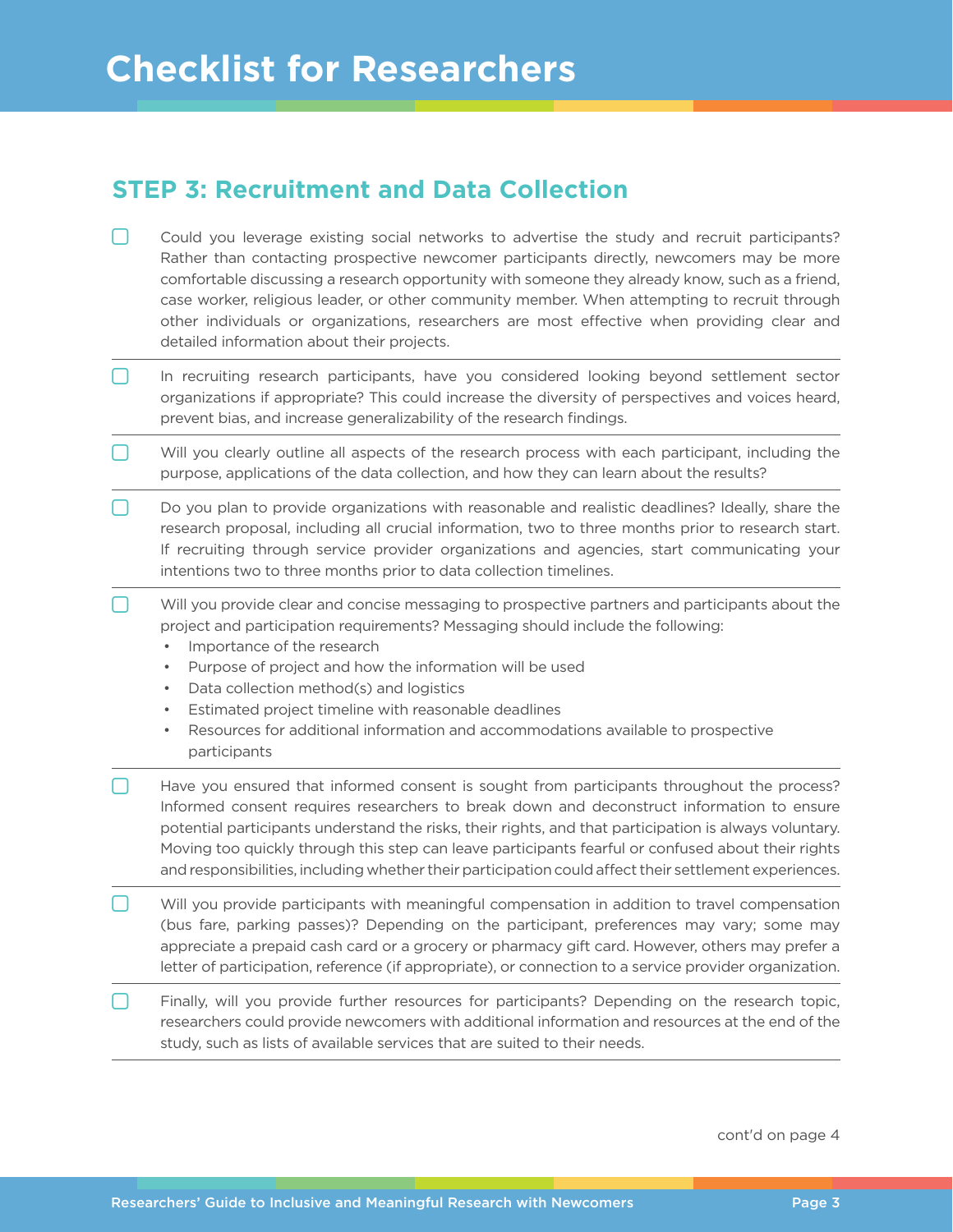# Checklist for Researchers

## STEP 3: Recruitment and Data Collection

- [ ] Could you leverage existing social networks to advertise the study and recruit participants? Rather than contacting prospective newcomer participants directly, newcomers may be more comfortable discussing a research opportunity with someone they already know, such as a friend, case worker, religious leader, or other community member. When attempting to recruit through other individuals or organizations, researchers are most effective when providing clear and detailed information about their projects.

- [ ] In recruiting research participants, have you considered looking beyond settlement sector organizations if appropriate? This could increase the diversity of perspectives and voices heard, prevent bias, and increase generalizability of the research findings.

- [ ] Will you clearly outline all aspects of the research process with each participant, including the purpose, applications of the data collection, and how they can learn about the results?

- [ ] Do you plan to provide organizations with reasonable and realistic deadlines? Ideally, share the research proposal, including all crucial information, two to three months prior to research start. If recruiting through service provider organizations and agencies, start communicating your intentions two to three months prior to data collection timelines.

- [ ] Will you provide clear and concise messaging to prospective partners and participants about the project and participation requirements? Messaging should include the following:
  - Importance of the research
  - Purpose of project and how the information will be used
  - Data collection method(s) and logistics
  - Estimated project timeline with reasonable deadlines
  - Resources for additional information and accommodations available to prospective participants

- [ ] Have you ensured that informed consent is sought from participants throughout the process? Informed consent requires researchers to break down and deconstruct information to ensure potential participants understand the risks, their rights, and that participation is always voluntary. Moving too quickly through this step can leave participants fearful or confused about their rights and responsibilities, including whether their participation could affect their settlement experiences.

- [ ] Will you provide participants with meaningful compensation in addition to travel compensation (bus fare, parking passes)? Depending on the participant, preferences may vary; some may appreciate a prepaid cash card or a grocery or pharmacy gift card. However, others may prefer a letter of participation, reference (if appropriate), or connection to a service provider organization.

- [ ] Finally, will you provide further resources for participants? Depending on the research topic, researchers could provide newcomers with additional information and resources at the end of the study, such as lists of available services that are suited to their needs.

cont'd on page 4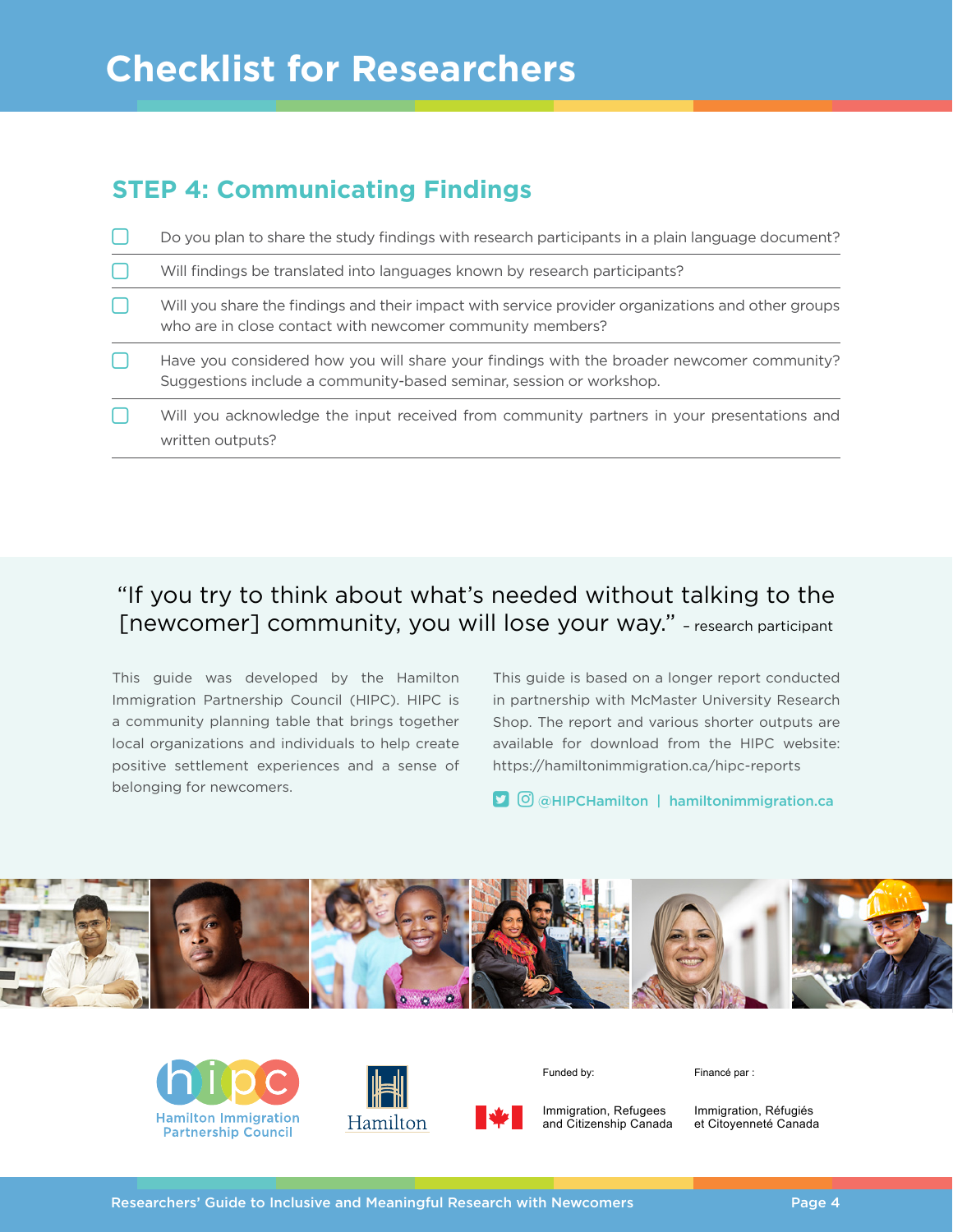# Checklist for Researchers

## STEP 4: Communicating Findings

- [ ] Do you plan to share the study findings with research participants in a plain language document?
- [ ] Will findings be translated into languages known by research participants?
- [ ] Will you share the findings and their impact with service provider organizations and other groups who are in close contact with newcomer community members?
- [ ] Have you considered how you will share your findings with the broader newcomer community? Suggestions include a community-based seminar, session or workshop.
- [ ] Will you acknowledge the input received from community partners in your presentations and written outputs?

"If you try to think about what's needed without talking to the [newcomer] community, you will lose your way." – research participant

This guide was developed by the Hamilton Immigration Partnership Council (HIPC). HIPC is a community planning table that brings together local organizations and individuals to help create positive settlement experiences and a sense of belonging for newcomers.

This guide is based on a longer report conducted in partnership with McMaster University Research Shop. The report and various shorter outputs are available for download from the HIPC website: https://hamiltonimmigration.ca/hipc-reports

@HIPCHamilton | hamiltonimmigration.ca

hipc Hamilton Immigration Partnership Council

Hamilton

Funded by: Immigration, Refugees and Citizenship Canada

Financé par : Immigration, Réfugiés et Citoyenneté Canada